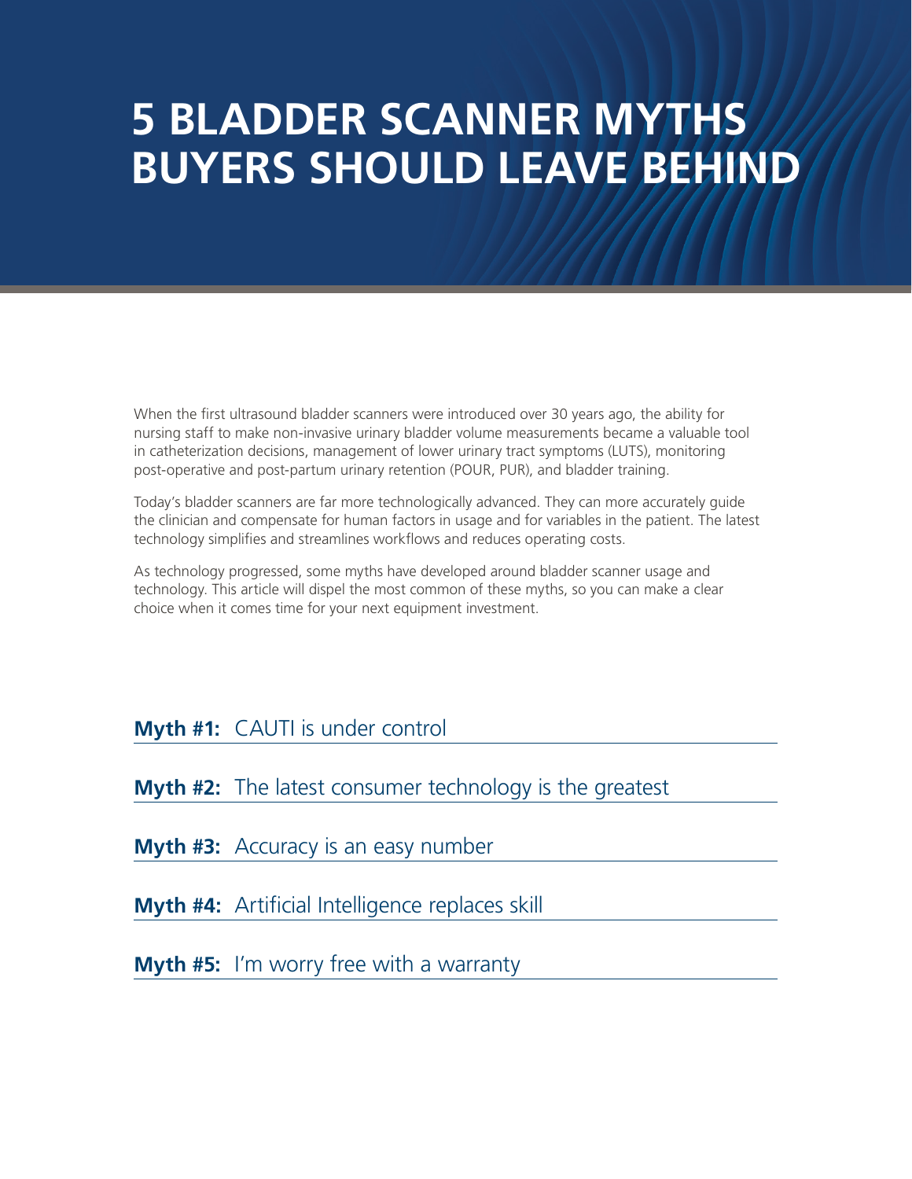# 5 BLADDER SCANNER MYTHS BUYERS SHOULD LEAVE BEHIND

When the first ultrasound bladder scanners were introduced over 30 years ago, the ability for nursing staff to make non-invasive urinary bladder volume measurements became a valuable tool in catheterization decisions, management of lower urinary tract symptoms (LUTS), monitoring post-operative and post-partum urinary retention (POUR, PUR), and bladder training.

Today's bladder scanners are far more technologically advanced. They can more accurately guide the clinician and compensate for human factors in usage and for variables in the patient. The latest technology simplifies and streamlines workflows and reduces operating costs.

As technology progressed, some myths have developed around bladder scanner usage and technology. This article will dispel the most common of these myths, so you can make a clear choice when it comes time for your next equipment investment.

**Myth #1:** CAUTI is under control

**Myth #2:** The latest consumer technology is the greatest

**Myth #3:** Accuracy is an easy number

**Myth #4:** Artificial Intelligence replaces skill

**Myth #5:** I'm worry free with a warranty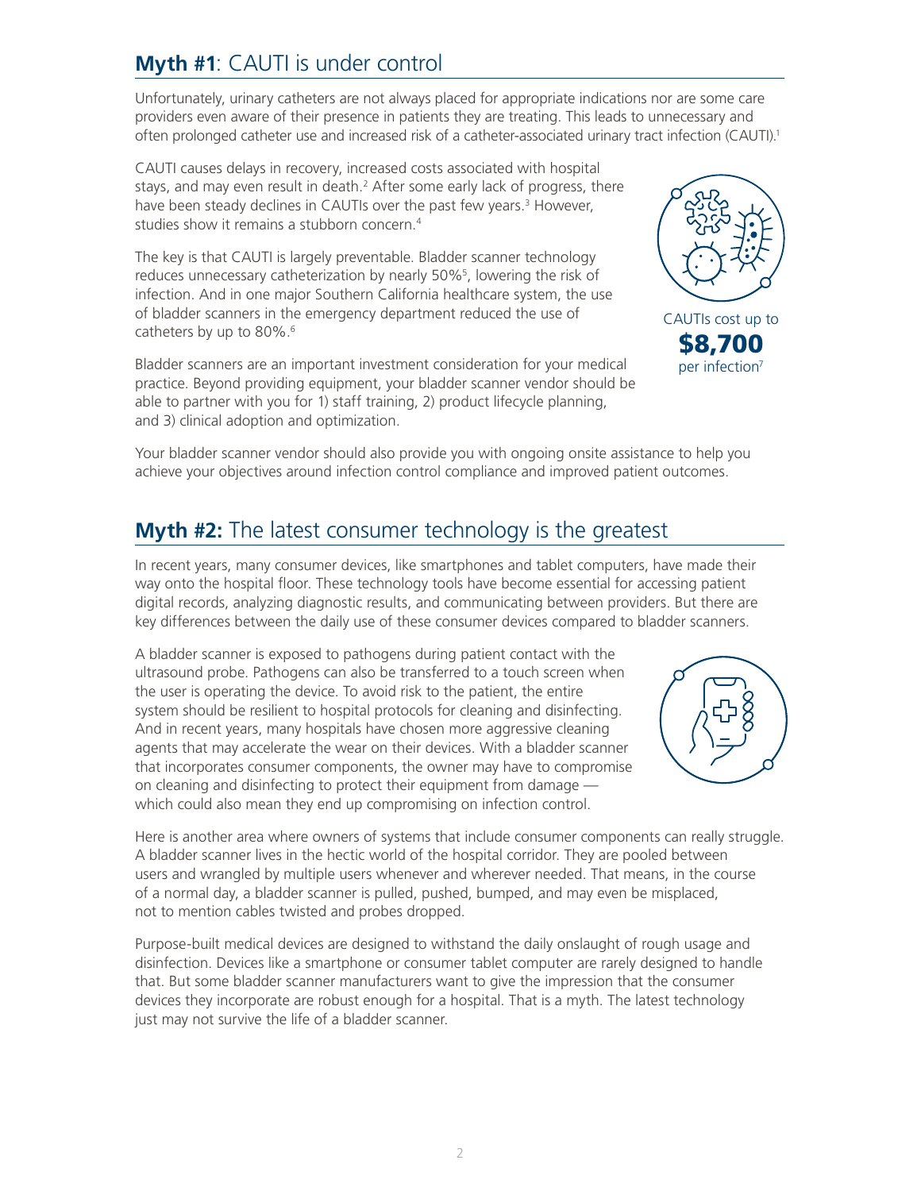## **Myth #1**: CAUTI is under control

Unfortunately, urinary catheters are not always placed for appropriate indications nor are some care providers even aware of their presence in patients they are treating. This leads to unnecessary and often prolonged catheter use and increased risk of a catheter-associated urinary tract infection (CAUTI).[1]

CAUTI causes delays in recovery, increased costs associated with hospital stays, and may even result in death.[2] After some early lack of progress, there have been steady declines in CAUTIs over the past few years.[3] However, studies show it remains a stubborn concern.[4]

The key is that CAUTI is largely preventable. Bladder scanner technology reduces unnecessary catheterization by nearly 50%[5], lowering the risk of infection. And in one major Southern California healthcare system, the use of bladder scanners in the emergency department reduced the use of catheters by up to 80%.[6]

CAUTIs cost up to **$8,700** per infection[7]

Bladder scanners are an important investment consideration for your medical practice. Beyond providing equipment, your bladder scanner vendor should be able to partner with you for 1) staff training, 2) product lifecycle planning, and 3) clinical adoption and optimization.

Your bladder scanner vendor should also provide you with ongoing onsite assistance to help you achieve your objectives around infection control compliance and improved patient outcomes.

## **Myth #2:** The latest consumer technology is the greatest

In recent years, many consumer devices, like smartphones and tablet computers, have made their way onto the hospital floor. These technology tools have become essential for accessing patient digital records, analyzing diagnostic results, and communicating between providers. But there are key differences between the daily use of these consumer devices compared to bladder scanners.

A bladder scanner is exposed to pathogens during patient contact with the ultrasound probe. Pathogens can also be transferred to a touch screen when the user is operating the device. To avoid risk to the patient, the entire system should be resilient to hospital protocols for cleaning and disinfecting. And in recent years, many hospitals have chosen more aggressive cleaning agents that may accelerate the wear on their devices. With a bladder scanner that incorporates consumer components, the owner may have to compromise on cleaning and disinfecting to protect their equipment from damage — which could also mean they end up compromising on infection control.

Here is another area where owners of systems that include consumer components can really struggle. A bladder scanner lives in the hectic world of the hospital corridor. They are pooled between users and wrangled by multiple users whenever and wherever needed. That means, in the course of a normal day, a bladder scanner is pulled, pushed, bumped, and may even be misplaced, not to mention cables twisted and probes dropped.

Purpose-built medical devices are designed to withstand the daily onslaught of rough usage and disinfection. Devices like a smartphone or consumer tablet computer are rarely designed to handle that. But some bladder scanner manufacturers want to give the impression that the consumer devices they incorporate are robust enough for a hospital. That is a myth. The latest technology just may not survive the life of a bladder scanner.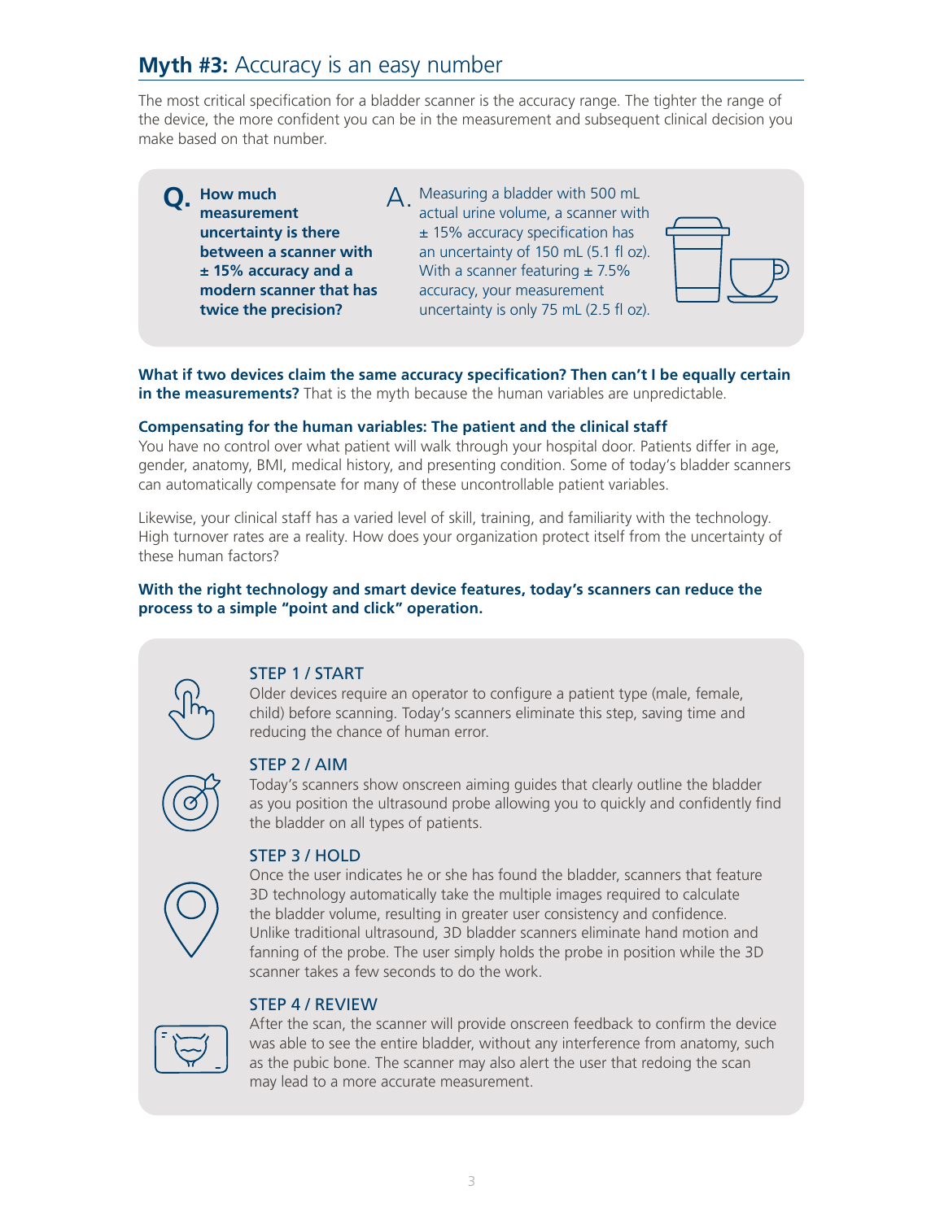## **Myth #3:** Accuracy is an easy number

The most critical specification for a bladder scanner is the accuracy range. The tighter the range of the device, the more confident you can be in the measurement and subsequent clinical decision you make based on that number.

**Q. How much measurement uncertainty is there between a scanner with ± 15% accuracy and a modern scanner that has twice the precision?**

A. Measuring a bladder with 500 mL actual urine volume, a scanner with ± 15% accuracy specification has an uncertainty of 150 mL (5.1 fl oz). With a scanner featuring ± 7.5% accuracy, your measurement uncertainty is only 75 mL (2.5 fl oz).

**What if two devices claim the same accuracy specification? Then can't I be equally certain in the measurements?** That is the myth because the human variables are unpredictable.

**Compensating for the human variables: The patient and the clinical staff**

You have no control over what patient will walk through your hospital door. Patients differ in age, gender, anatomy, BMI, medical history, and presenting condition. Some of today's bladder scanners can automatically compensate for many of these uncontrollable patient variables.

Likewise, your clinical staff has a varied level of skill, training, and familiarity with the technology. High turnover rates are a reality. How does your organization protect itself from the uncertainty of these human factors?

**With the right technology and smart device features, today's scanners can reduce the process to a simple "point and click" operation.**

### STEP 1 / START

Older devices require an operator to configure a patient type (male, female, child) before scanning. Today's scanners eliminate this step, saving time and reducing the chance of human error.

### STEP 2 / AIM

Today's scanners show onscreen aiming guides that clearly outline the bladder as you position the ultrasound probe allowing you to quickly and confidently find the bladder on all types of patients.

### STEP 3 / HOLD

Once the user indicates he or she has found the bladder, scanners that feature 3D technology automatically take the multiple images required to calculate the bladder volume, resulting in greater user consistency and confidence. Unlike traditional ultrasound, 3D bladder scanners eliminate hand motion and fanning of the probe. The user simply holds the probe in position while the 3D scanner takes a few seconds to do the work.

### STEP 4 / REVIEW

After the scan, the scanner will provide onscreen feedback to confirm the device was able to see the entire bladder, without any interference from anatomy, such as the pubic bone. The scanner may also alert the user that redoing the scan may lead to a more accurate measurement.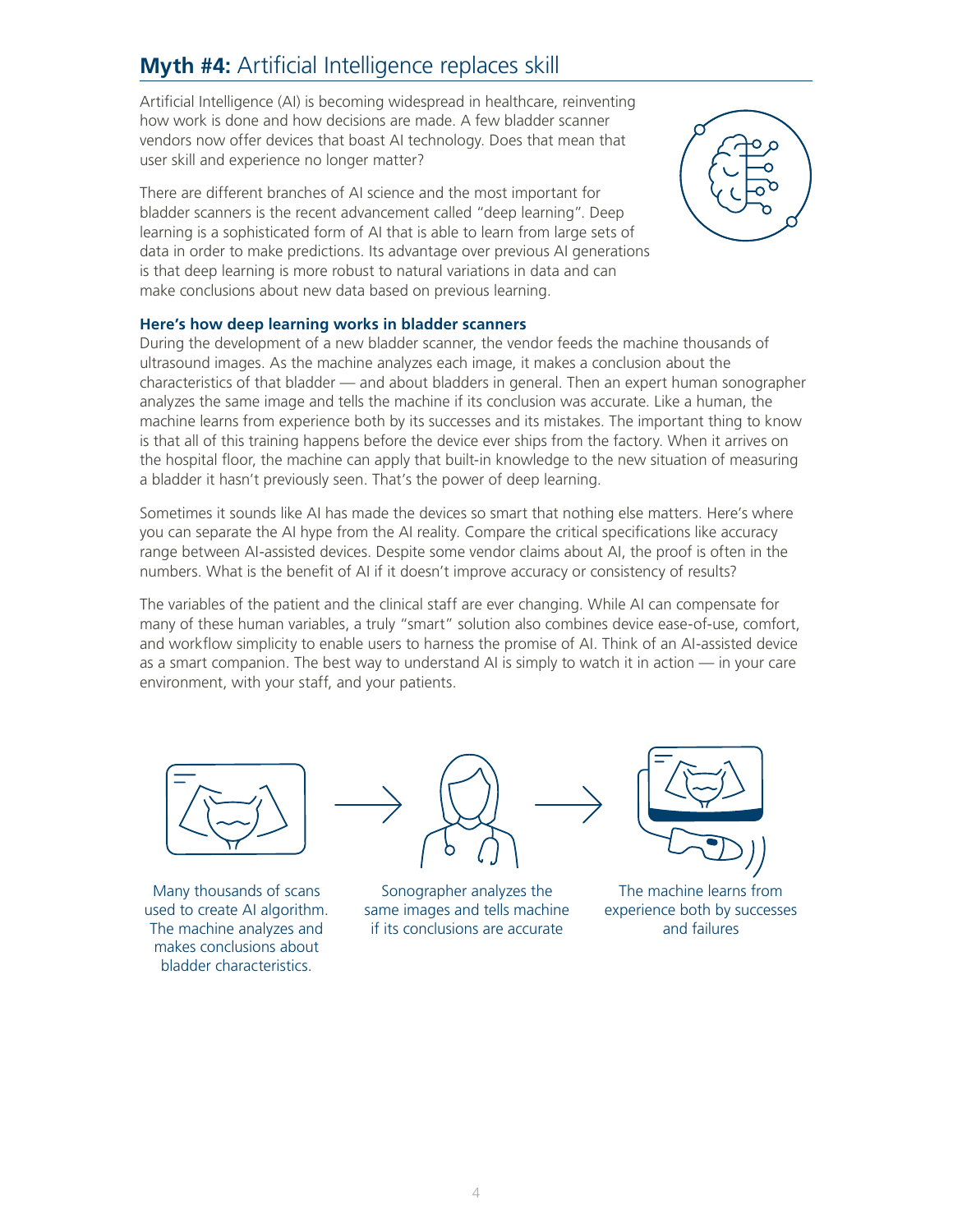## **Myth #4:** Artificial Intelligence replaces skill

Artificial Intelligence (AI) is becoming widespread in healthcare, reinventing how work is done and how decisions are made. A few bladder scanner vendors now offer devices that boast AI technology. Does that mean that user skill and experience no longer matter?

There are different branches of AI science and the most important for bladder scanners is the recent advancement called "deep learning". Deep learning is a sophisticated form of AI that is able to learn from large sets of data in order to make predictions. Its advantage over previous AI generations is that deep learning is more robust to natural variations in data and can make conclusions about new data based on previous learning.

**Here's how deep learning works in bladder scanners**

During the development of a new bladder scanner, the vendor feeds the machine thousands of ultrasound images. As the machine analyzes each image, it makes a conclusion about the characteristics of that bladder — and about bladders in general. Then an expert human sonographer analyzes the same image and tells the machine if its conclusion was accurate. Like a human, the machine learns from experience both by its successes and its mistakes. The important thing to know is that all of this training happens before the device ever ships from the factory. When it arrives on the hospital floor, the machine can apply that built-in knowledge to the new situation of measuring a bladder it hasn't previously seen. That's the power of deep learning.

Sometimes it sounds like AI has made the devices so smart that nothing else matters. Here's where you can separate the AI hype from the AI reality. Compare the critical specifications like accuracy range between AI-assisted devices. Despite some vendor claims about AI, the proof is often in the numbers. What is the benefit of AI if it doesn't improve accuracy or consistency of results?

The variables of the patient and the clinical staff are ever changing. While AI can compensate for many of these human variables, a truly "smart" solution also combines device ease-of-use, comfort, and workflow simplicity to enable users to harness the promise of AI. Think of an AI-assisted device as a smart companion. The best way to understand AI is simply to watch it in action — in your care environment, with your staff, and your patients.

Many thousands of scans used to create AI algorithm. The machine analyzes and makes conclusions about bladder characteristics.

Sonographer analyzes the same images and tells machine if its conclusions are accurate

The machine learns from experience both by successes and failures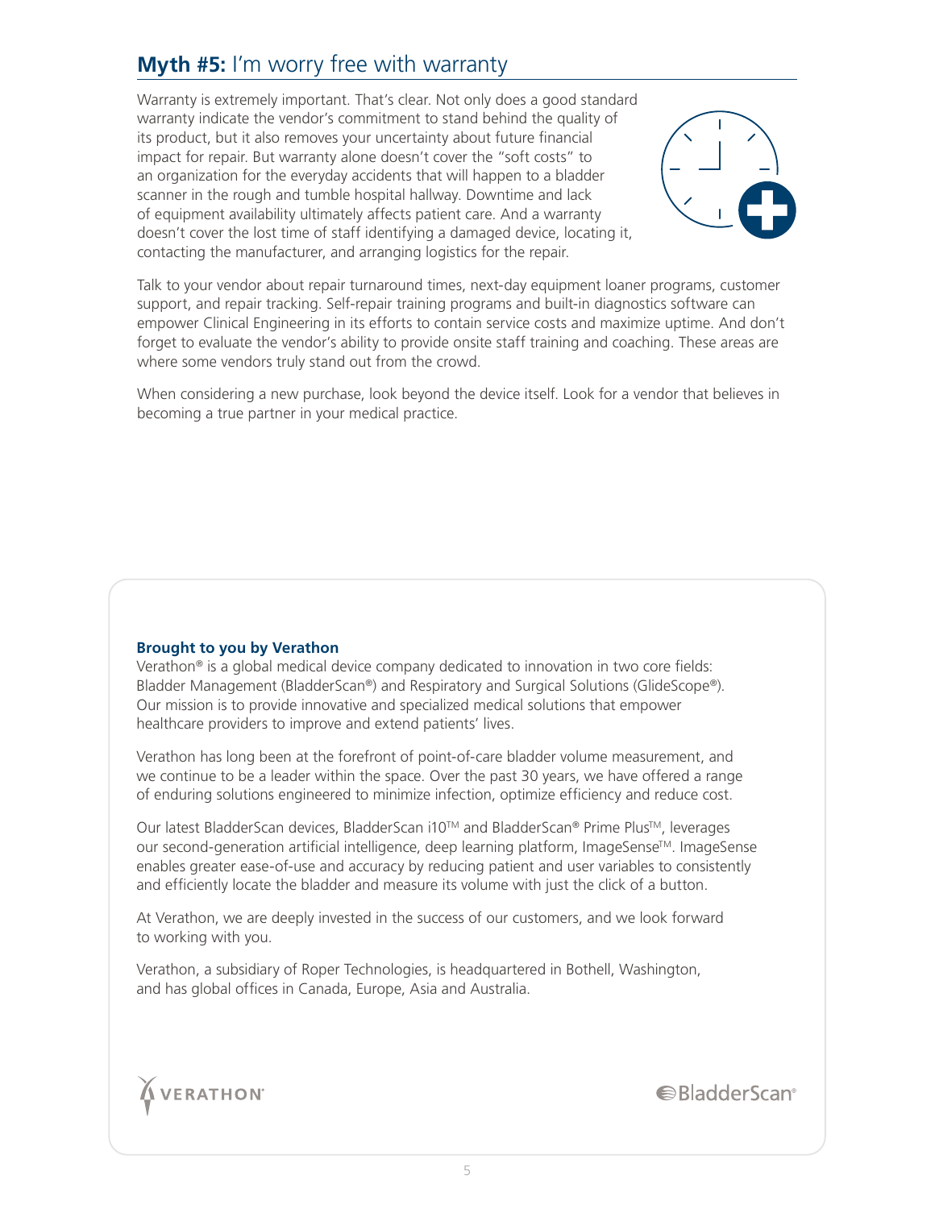## **Myth #5:** I'm worry free with warranty

Warranty is extremely important. That's clear. Not only does a good standard warranty indicate the vendor's commitment to stand behind the quality of its product, but it also removes your uncertainty about future financial impact for repair. But warranty alone doesn't cover the "soft costs" to an organization for the everyday accidents that will happen to a bladder scanner in the rough and tumble hospital hallway. Downtime and lack of equipment availability ultimately affects patient care. And a warranty doesn't cover the lost time of staff identifying a damaged device, locating it, contacting the manufacturer, and arranging logistics for the repair.

Talk to your vendor about repair turnaround times, next-day equipment loaner programs, customer support, and repair tracking. Self-repair training programs and built-in diagnostics software can empower Clinical Engineering in its efforts to contain service costs and maximize uptime. And don't forget to evaluate the vendor's ability to provide onsite staff training and coaching. These areas are where some vendors truly stand out from the crowd.

When considering a new purchase, look beyond the device itself. Look for a vendor that believes in becoming a true partner in your medical practice.

**Brought to you by Verathon**

Verathon® is a global medical device company dedicated to innovation in two core fields: Bladder Management (BladderScan®) and Respiratory and Surgical Solutions (GlideScope®). Our mission is to provide innovative and specialized medical solutions that empower healthcare providers to improve and extend patients' lives.

Verathon has long been at the forefront of point-of-care bladder volume measurement, and we continue to be a leader within the space. Over the past 30 years, we have offered a range of enduring solutions engineered to minimize infection, optimize efficiency and reduce cost.

Our latest BladderScan devices, BladderScan i10™ and BladderScan® Prime Plus™, leverages our second-generation artificial intelligence, deep learning platform, ImageSense™. ImageSense enables greater ease-of-use and accuracy by reducing patient and user variables to consistently and efficiently locate the bladder and measure its volume with just the click of a button.

At Verathon, we are deeply invested in the success of our customers, and we look forward to working with you.

Verathon, a subsidiary of Roper Technologies, is headquartered in Bothell, Washington, and has global offices in Canada, Europe, Asia and Australia.

VERATHON®

BladderScan®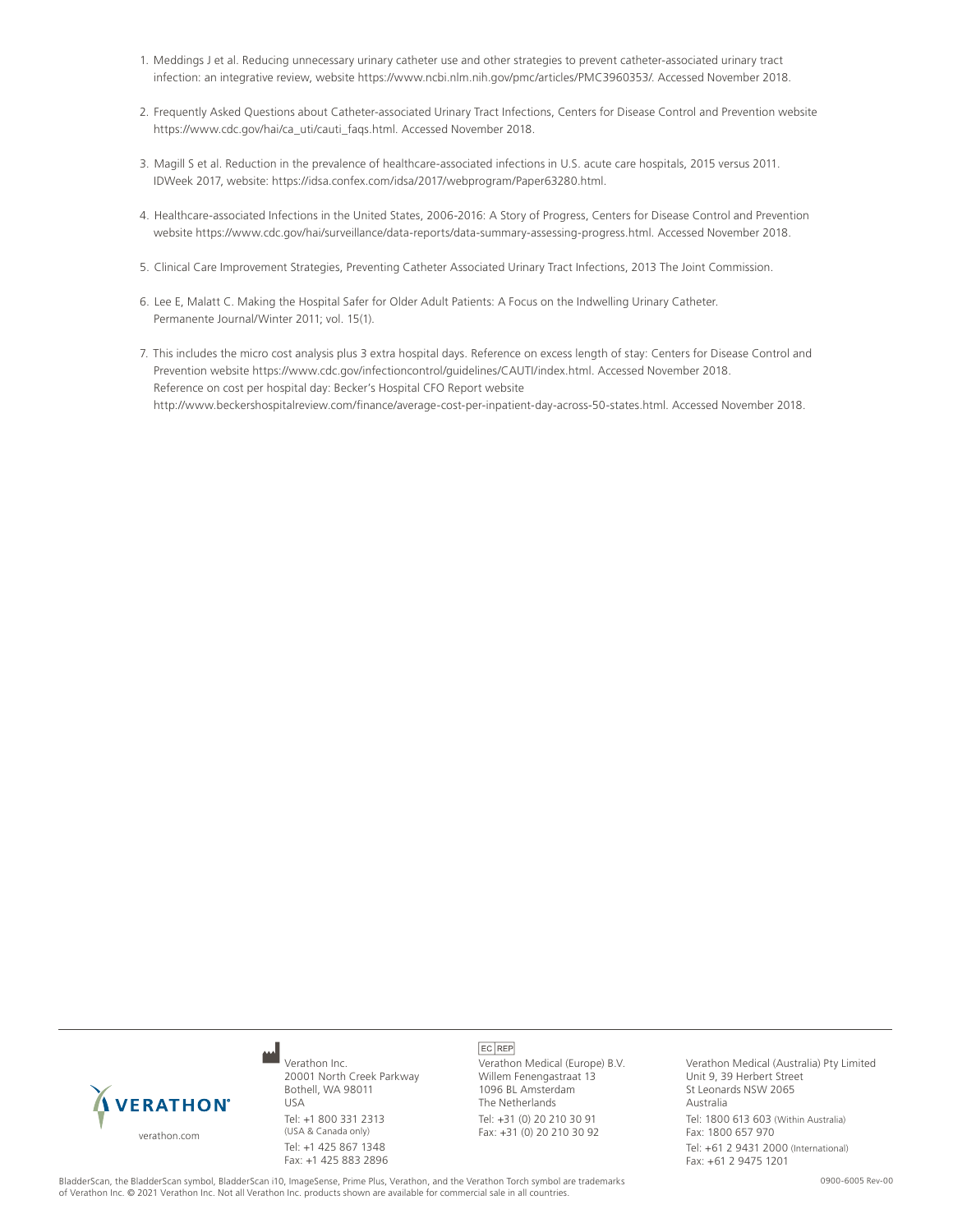1. Meddings J et al. Reducing unnecessary urinary catheter use and other strategies to prevent catheter-associated urinary tract infection: an integrative review, website https://www.ncbi.nlm.nih.gov/pmc/articles/PMC3960353/. Accessed November 2018.

2. Frequently Asked Questions about Catheter-associated Urinary Tract Infections, Centers for Disease Control and Prevention website https://www.cdc.gov/hai/ca_uti/cauti_faqs.html. Accessed November 2018.

3. Magill S et al. Reduction in the prevalence of healthcare-associated infections in U.S. acute care hospitals, 2015 versus 2011. IDWeek 2017, website: https://idsa.confex.com/idsa/2017/webprogram/Paper63280.html.

4. Healthcare-associated Infections in the United States, 2006-2016: A Story of Progress, Centers for Disease Control and Prevention website https://www.cdc.gov/hai/surveillance/data-reports/data-summary-assessing-progress.html. Accessed November 2018.

5. Clinical Care Improvement Strategies, Preventing Catheter Associated Urinary Tract Infections, 2013 The Joint Commission.

6. Lee E, Malatt C. Making the Hospital Safer for Older Adult Patients: A Focus on the Indwelling Urinary Catheter. Permanente Journal/Winter 2011; vol. 15(1).

7. This includes the micro cost analysis plus 3 extra hospital days. Reference on excess length of stay: Centers for Disease Control and Prevention website https://www.cdc.gov/infectioncontrol/guidelines/CAUTI/index.html. Accessed November 2018. Reference on cost per hospital day: Becker's Hospital CFO Report website http://www.beckershospitalreview.com/finance/average-cost-per-inpatient-day-across-50-states.html. Accessed November 2018.

VERATHON®

verathon.com

Verathon Inc.
20001 North Creek Parkway
Bothell, WA 98011
USA
Tel: +1 800 331 2313 (USA & Canada only)
Tel: +1 425 867 1348
Fax: +1 425 883 2896

EC REP
Verathon Medical (Europe) B.V.
Willem Fenengastraat 13
1096 BL Amsterdam
The Netherlands
Tel: +31 (0) 20 210 30 91
Fax: +31 (0) 20 210 30 92

Verathon Medical (Australia) Pty Limited
Unit 9, 39 Herbert Street
St Leonards NSW 2065
Australia
Tel: 1800 613 603 (Within Australia)
Fax: 1800 657 970
Tel: +61 2 9431 2000 (International)
Fax: +61 2 9475 1201

BladderScan, the BladderScan symbol, BladderScan i10, ImageSense, Prime Plus, Verathon, and the Verathon Torch symbol are trademarks of Verathon Inc. © 2021 Verathon Inc. Not all Verathon Inc. products shown are available for commercial sale in all countries.

0900-6005 Rev-00